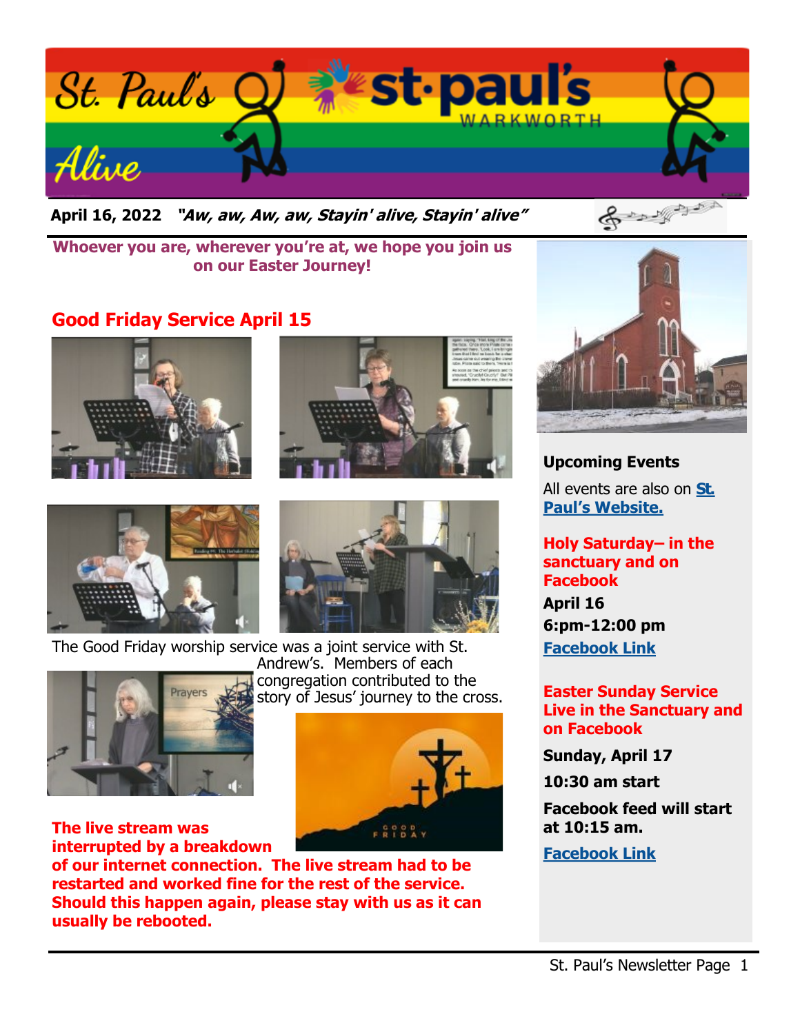# St. Paul's Alive

**April 16, 2022** ***"Aw, aw, Aw, aw, Stayin' alive, Stayin' alive"***

**Whoever you are, wherever you're at, we hope you join us on our Easter Journey!**

## Good Friday Service April 15

The Good Friday worship service was a joint service with St. Andrew's. Members of each congregation contributed to the story of Jesus' journey to the cross.

**The live stream was interrupted by a breakdown of our internet connection. The live stream had to be restarted and worked fine for the rest of the service. Should this happen again, please stay with us as it can usually be rebooted.**

### Upcoming Events

All events are also on **St. Paul's Website.**

**Holy Saturday– in the sanctuary and on Facebook**

**April 16**

**6:pm-12:00 pm**

**Facebook Link**

**Easter Sunday Service Live in the Sanctuary and on Facebook**

**Sunday, April 17**

**10:30 am start**

**Facebook feed will start at 10:15 am.**

**Facebook Link**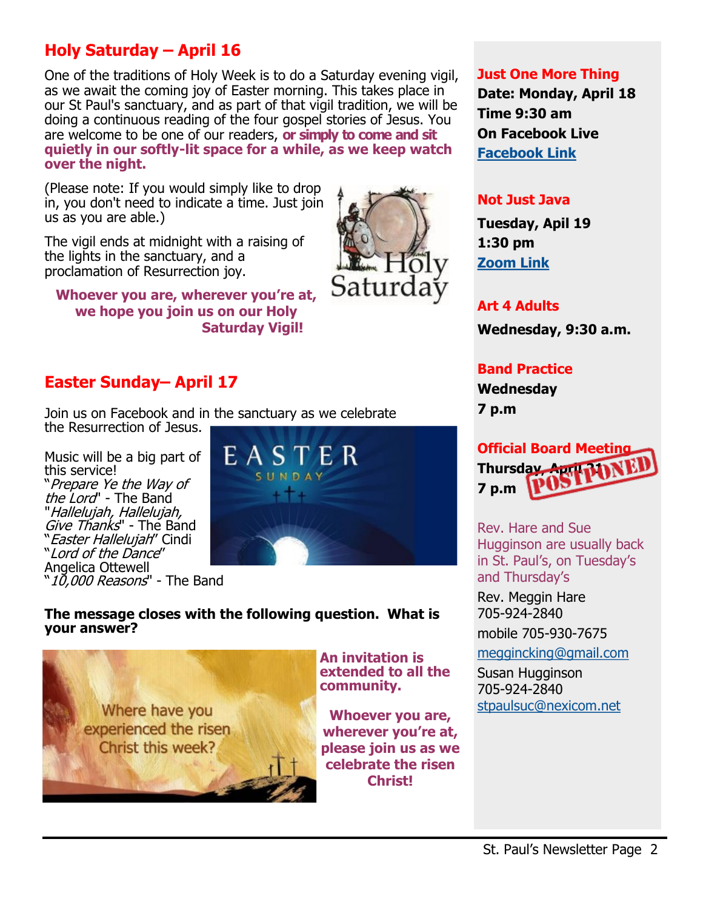## Holy Saturday – April 16

One of the traditions of Holy Week is to do a Saturday evening vigil, as we await the coming joy of Easter morning. This takes place in our St Paul's sanctuary, and as part of that vigil tradition, we will be doing a continuous reading of the four gospel stories of Jesus. You are welcome to be one of our readers, **or simply to come and sit quietly in our softly-lit space for a while, as we keep watch over the night.**

(Please note: If you would simply like to drop in, you don't need to indicate a time. Just join us as you are able.)

The vigil ends at midnight with a raising of the lights in the sanctuary, and a proclamation of Resurrection joy.

**Whoever you are, wherever you're at, we hope you join us on our Holy Saturday Vigil!**

## Easter Sunday– April 17

Join us on Facebook and in the sanctuary as we celebrate the Resurrection of Jesus.

Music will be a big part of this service!

"*Prepare Ye the Way of the Lord*" - The Band
"*Hallelujah, Hallelujah, Give Thanks*" - The Band
"*Easter Hallelujah*" Cindi
"*Lord of the Dance*" Angelica Ottewell
"*10,000 Reasons*" - The Band

**The message closes with the following question. What is your answer?**

Where have you experienced the risen Christ this week?

**An invitation is extended to all the community.**

**Whoever you are, wherever you're at, please join us as we celebrate the risen Christ!**

### Just One More Thing

**Date: Monday, April 18**
**Time 9:30 am**
**On Facebook Live**
**Facebook Link**

### Not Just Java

**Tuesday, April 19**
**1:30 pm**
**Zoom Link**

### Art 4 Adults

**Wednesday, 9:30 a.m.**

### Band Practice

**Wednesday**
**7 p.m**

### Official Board Meeting

**Thursday, April 21**
**7 p.m**

POSTPONED

Rev. Hare and Sue Hugginson are usually back in St. Paul's, on Tuesday's and Thursday's

Rev. Meggin Hare
705-924-2840
mobile 705-930-7675
meggincking@gmail.com

Susan Hugginson
705-924-2840
stpaulsuc@nexicom.net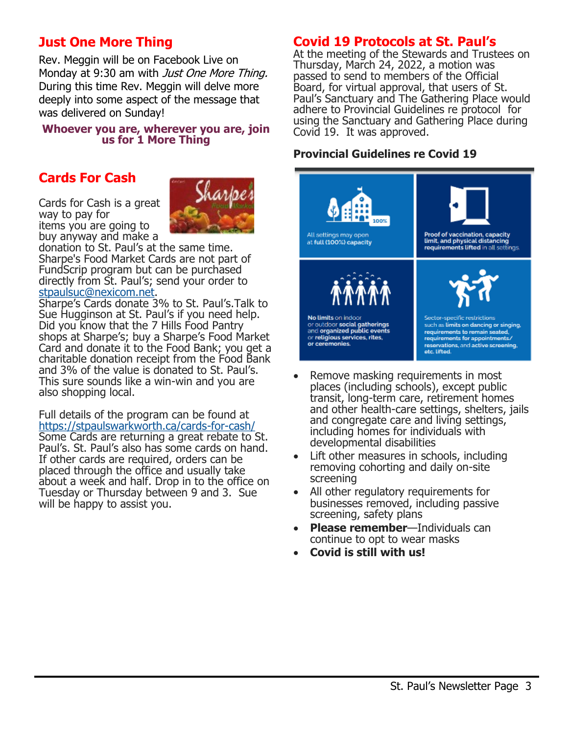## Just One More Thing

Rev. Meggin will be on Facebook Live on Monday at 9:30 am with *Just One More Thing.* During this time Rev. Meggin will delve more deeply into some aspect of the message that was delivered on Sunday!

**Whoever you are, wherever you are, join us for 1 More Thing**

## Cards For Cash

Cards for Cash is a great way to pay for items you are going to buy anyway and make a donation to St. Paul's at the same time. Sharpe's Food Market Cards are not part of FundScrip program but can be purchased directly from St. Paul's; send your order to stpaulsuc@nexicom.net.
Sharpe's Cards donate 3% to St. Paul's.Talk to Sue Hugginson at St. Paul's if you need help. Did you know that the 7 Hills Food Pantry shops at Sharpe's; buy a Sharpe's Food Market Card and donate it to the Food Bank; you get a charitable donation receipt from the Food Bank and 3% of the value is donated to St. Paul's. This sure sounds like a win-win and you are also shopping local.

Full details of the program can be found at https://stpaulswarkworth.ca/cards-for-cash/
Some Cards are returning a great rebate to St. Paul's. St. Paul's also has some cards on hand. If other cards are required, orders can be placed through the office and usually take about a week and half. Drop in to the office on Tuesday or Thursday between 9 and 3. Sue will be happy to assist you.

## Covid 19 Protocols at St. Paul's

At the meeting of the Stewards and Trustees on Thursday, March 24, 2022, a motion was passed to send to members of the Official Board, for virtual approval, that users of St. Paul's Sanctuary and The Gathering Place would adhere to Provincial Guidelines re protocol for using the Sanctuary and Gathering Place during Covid 19. It was approved.

### Provincial Guidelines re Covid 19

All settings may open at full (100%) capacity

Proof of vaccination, capacity limit, and physical distancing requirements lifted in all settings

No limits on indoor or outdoor social gatherings and organized public events or religious services, rites, or ceremonies.

Sector-specific restrictions such as limits on dancing or singing, requirements to remain seated, requirements for appointments/reservations, and active screening, etc. lifted.

- Remove masking requirements in most places (including schools), except public transit, long-term care, retirement homes and other health-care settings, shelters, jails and congregate care and living settings, including homes for individuals with developmental disabilities
- Lift other measures in schools, including removing cohorting and daily on-site screening
- All other regulatory requirements for businesses removed, including passive screening, safety plans
- **Please remember**—Individuals can continue to opt to wear masks
- **Covid is still with us!**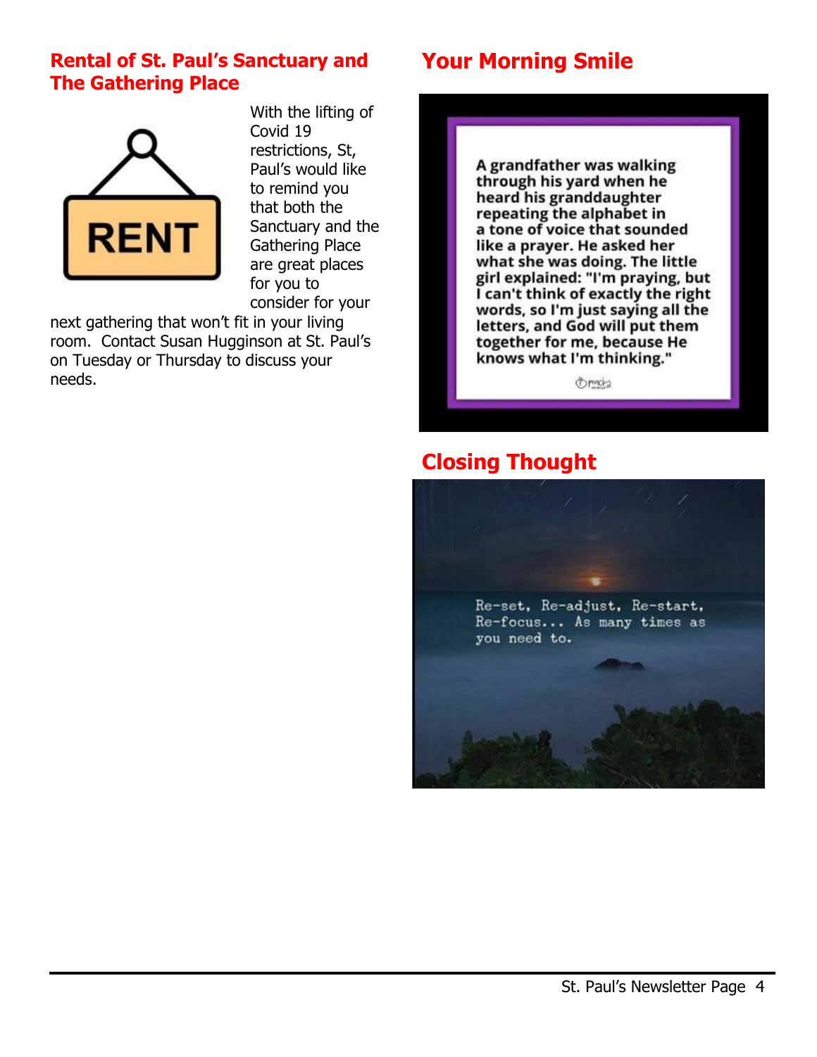## Rental of St. Paul's Sanctuary and The Gathering Place

With the lifting of Covid 19 restrictions, St, Paul's would like to remind you that both the Sanctuary and the Gathering Place are great places for you to consider for your next gathering that won't fit in your living room. Contact Susan Hugginson at St. Paul's on Tuesday or Thursday to discuss your needs.

## Your Morning Smile

A grandfather was walking through his yard when he heard his granddaughter repeating the alphabet in a tone of voice that sounded like a prayer. He asked her what she was doing. The little girl explained: "I'm praying, but I can't think of exactly the right words, so I'm just saying all the letters, and God will put them together for me, because He knows what I'm thinking."

## Closing Thought

Re-set, Re-adjust, Re-start, Re-focus... As many times as you need to.